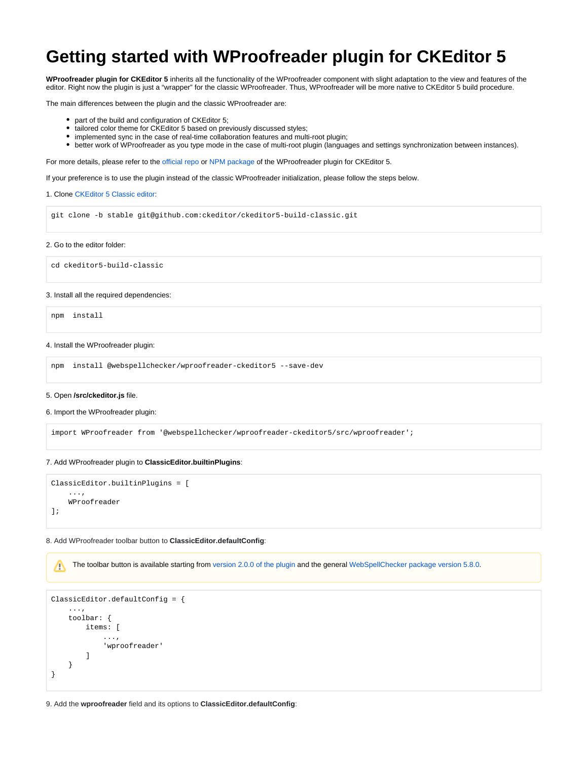# Getting started with WProofreader plugin for CKEditor 5

**WProofreader plugin for CKEditor 5** inherits all the functionality of the WProofreader component with slight adaptation to the view and features of the editor. Right now the plugin is just a "wrapper" for the classic WProofreader. Thus, WProofreader will be more native to CKEditor 5 build procedure.

The main differences between the plugin and the classic WProofreader are:

- part of the build and configuration of CKEditor 5;
- tailored color theme for CKEditor 5 based on previously discussed styles;
- implemented sync in the case of real-time collaboration features and multi-root plugin;
- better work of WProofreader as you type mode in the case of multi-root plugin (languages and settings synchronization between instances).

For more details, please refer to the official repo or NPM package of the WProofreader plugin for CKEditor 5.

If your preference is to use the plugin instead of the classic WProofreader initialization, please follow the steps below.

1. Clone CKEditor 5 Classic editor:

```
git clone -b stable git@github.com:ckeditor/ckeditor5-build-classic.git
```

2. Go to the editor folder:

```
cd ckeditor5-build-classic
```

3. Install all the required dependencies:

```
npm  install
```

4. Install the WProofreader plugin:

```
npm  install @webspellchecker/wproofreader-ckeditor5 --save-dev
```

5. Open **/src/ckeditor.js** file.

6. Import the WProofreader plugin:

```
import WProofreader from '@webspellchecker/wproofreader-ckeditor5/src/wproofreader';
```

7. Add WProofreader plugin to **ClassicEditor.builtinPlugins**:

```
ClassicEditor.builtinPlugins = [
    ...,
    WProofreader
];
```

8. Add WProofreader toolbar button to **ClassicEditor.defaultConfig**:

> The toolbar button is available starting from version 2.0.0 of the plugin and the general WebSpellChecker package version 5.8.0.

```
ClassicEditor.defaultConfig = {
    ...,
    toolbar: {
        items: [
            ...,
            'wproofreader'
        ]
    }
}
```

9. Add the **wproofreader** field and its options to **ClassicEditor.defaultConfig**: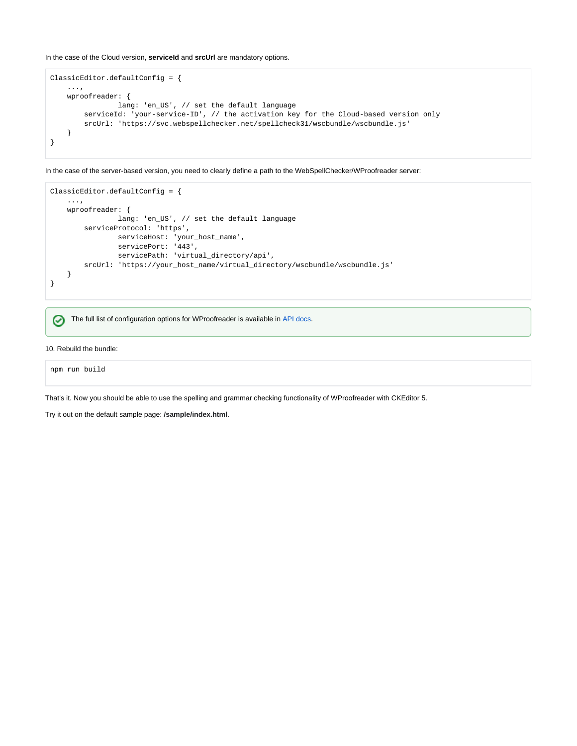In the case of the Cloud version, **serviceId** and **srcUrl** are mandatory options.

```
ClassicEditor.defaultConfig = {
    ...,
    wproofreader: {
                lang: 'en_US', // set the default language
        serviceId: 'your-service-ID', // the activation key for the Cloud-based version only
        srcUrl: 'https://svc.webspellchecker.net/spellcheck31/wscbundle/wscbundle.js'
    }
}
```

In the case of the server-based version, you need to clearly define a path to the WebSpellChecker/WProofreader server:

```
ClassicEditor.defaultConfig = {
    ...,
    wproofreader: {
                lang: 'en_US', // set the default language
        serviceProtocol: 'https',
                serviceHost: 'your_host_name',
                servicePort: '443',
                servicePath: 'virtual_directory/api',
        srcUrl: 'https://your_host_name/virtual_directory/wscbundle/wscbundle.js'
    }
}
```

The full list of configuration options for WProofreader is available in API docs.

10. Rebuild the bundle:

```
npm run build
```

That's it. Now you should be able to use the spelling and grammar checking functionality of WProofreader with CKEditor 5.

Try it out on the default sample page: **/sample/index.html**.